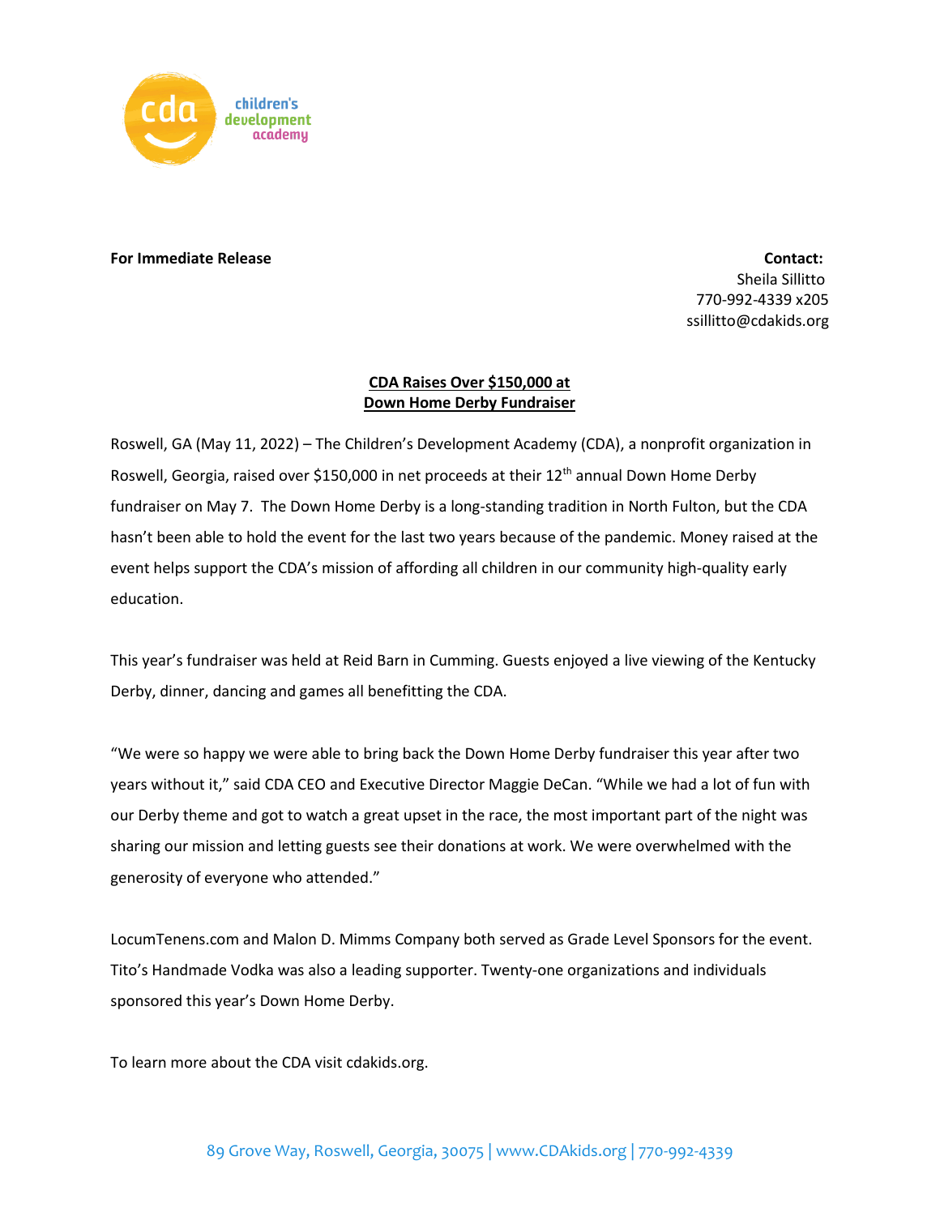cda children's development academy

**For Immediate Release**

**Contact:**
Sheila Sillitto
770-992-4339 x205
ssillitto@cdakids.org

## CDA Raises Over $150,000 at Down Home Derby Fundraiser

Roswell, GA (May 11, 2022) – The Children's Development Academy (CDA), a nonprofit organization in Roswell, Georgia, raised over $150,000 in net proceeds at their 12th annual Down Home Derby fundraiser on May 7. The Down Home Derby is a long-standing tradition in North Fulton, but the CDA hasn't been able to hold the event for the last two years because of the pandemic. Money raised at the event helps support the CDA's mission of affording all children in our community high-quality early education.

This year's fundraiser was held at Reid Barn in Cumming. Guests enjoyed a live viewing of the Kentucky Derby, dinner, dancing and games all benefitting the CDA.

"We were so happy we were able to bring back the Down Home Derby fundraiser this year after two years without it," said CDA CEO and Executive Director Maggie DeCan. "While we had a lot of fun with our Derby theme and got to watch a great upset in the race, the most important part of the night was sharing our mission and letting guests see their donations at work. We were overwhelmed with the generosity of everyone who attended."

LocumTenens.com and Malon D. Mimms Company both served as Grade Level Sponsors for the event. Tito's Handmade Vodka was also a leading supporter. Twenty-one organizations and individuals sponsored this year's Down Home Derby.

To learn more about the CDA visit cdakids.org.

89 Grove Way, Roswell, Georgia, 30075 | www.CDAkids.org | 770-992-4339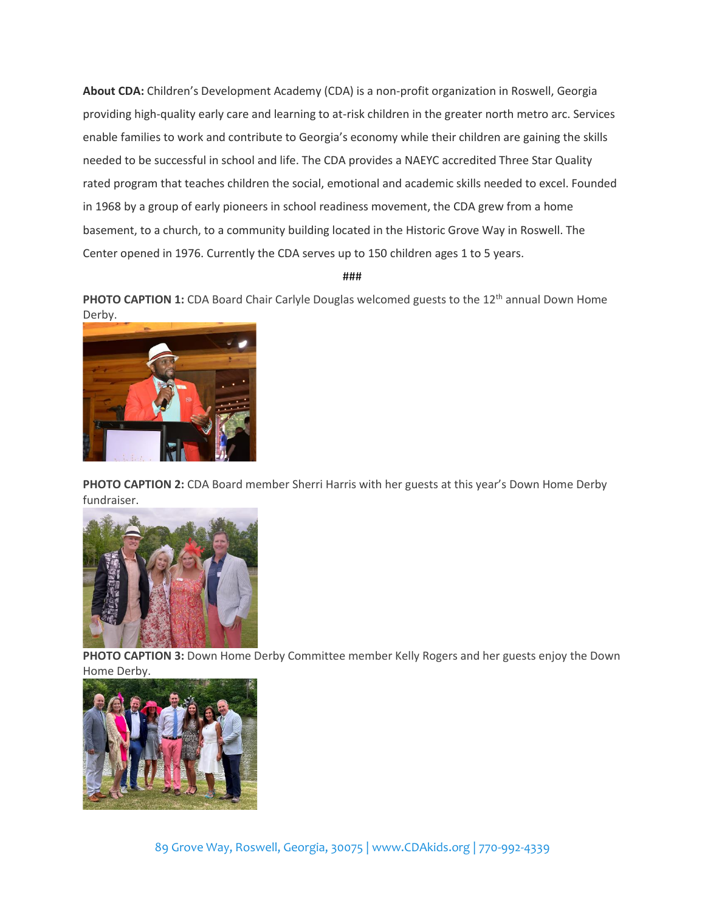**About CDA:** Children's Development Academy (CDA) is a non-profit organization in Roswell, Georgia providing high-quality early care and learning to at-risk children in the greater north metro arc. Services enable families to work and contribute to Georgia's economy while their children are gaining the skills needed to be successful in school and life. The CDA provides a NAEYC accredited Three Star Quality rated program that teaches children the social, emotional and academic skills needed to excel. Founded in 1968 by a group of early pioneers in school readiness movement, the CDA grew from a home basement, to a church, to a community building located in the Historic Grove Way in Roswell. The Center opened in 1976. Currently the CDA serves up to 150 children ages 1 to 5 years.

###

**PHOTO CAPTION 1:** CDA Board Chair Carlyle Douglas welcomed guests to the 12th annual Down Home Derby.

**PHOTO CAPTION 2:** CDA Board member Sherri Harris with her guests at this year's Down Home Derby fundraiser.

**PHOTO CAPTION 3:** Down Home Derby Committee member Kelly Rogers and her guests enjoy the Down Home Derby.

89 Grove Way, Roswell, Georgia, 30075 | www.CDAkids.org | 770-992-4339